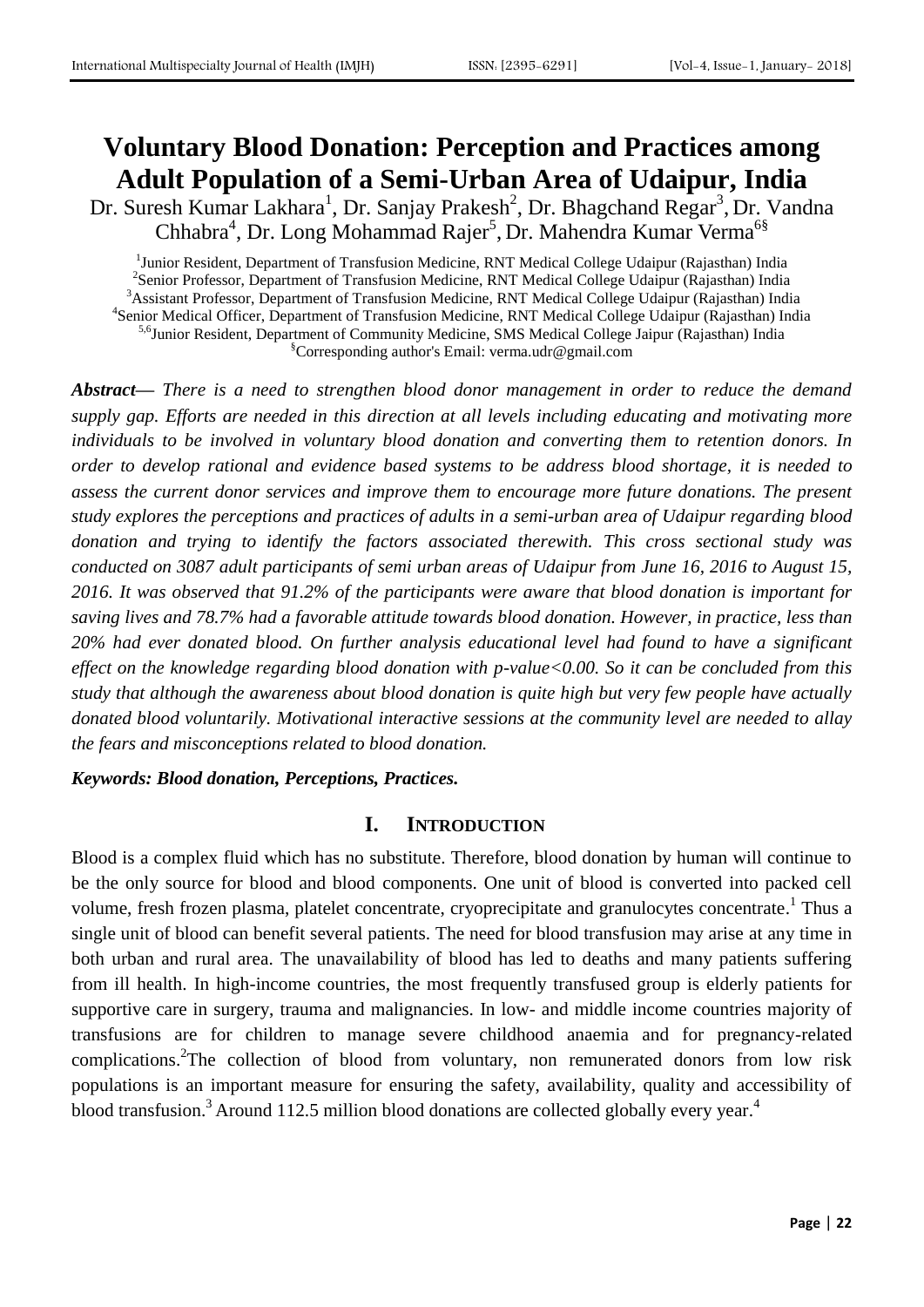# Voluntary Blood Donation: Perception and Practices among Adult Population of a Semi-Urban Area of Udaipur, India

Dr. Suresh Kumar Lakhara[1], Dr. Sanjay Prakesh[2], Dr. Bhagchand Regar[3], Dr. Vandna Chhabra[4], Dr. Long Mohammad Rajer[5], Dr. Mahendra Kumar Verma[6§]

[1]Junior Resident, Department of Transfusion Medicine, RNT Medical College Udaipur (Rajasthan) India
[2]Senior Professor, Department of Transfusion Medicine, RNT Medical College Udaipur (Rajasthan) India
[3]Assistant Professor, Department of Transfusion Medicine, RNT Medical College Udaipur (Rajasthan) India
[4]Senior Medical Officer, Department of Transfusion Medicine, RNT Medical College Udaipur (Rajasthan) India
[5,6]Junior Resident, Department of Community Medicine, SMS Medical College Jaipur (Rajasthan) India
[§]Corresponding author's Email: verma.udr@gmail.com

***Abstract*****—** *There is a need to strengthen blood donor management in order to reduce the demand supply gap. Efforts are needed in this direction at all levels including educating and motivating more individuals to be involved in voluntary blood donation and converting them to retention donors. In order to develop rational and evidence based systems to be address blood shortage, it is needed to assess the current donor services and improve them to encourage more future donations. The present study explores the perceptions and practices of adults in a semi-urban area of Udaipur regarding blood donation and trying to identify the factors associated therewith. This cross sectional study was conducted on 3087 adult participants of semi urban areas of Udaipur from June 16, 2016 to August 15, 2016. It was observed that 91.2% of the participants were aware that blood donation is important for saving lives and 78.7% had a favorable attitude towards blood donation. However, in practice, less than 20% had ever donated blood. On further analysis educational level had found to have a significant effect on the knowledge regarding blood donation with p-value<0.00. So it can be concluded from this study that although the awareness about blood donation is quite high but very few people have actually donated blood voluntarily. Motivational interactive sessions at the community level are needed to allay the fears and misconceptions related to blood donation.*

***Keywords: Blood donation, Perceptions, Practices.***

## I. INTRODUCTION

Blood is a complex fluid which has no substitute. Therefore, blood donation by human will continue to be the only source for blood and blood components. One unit of blood is converted into packed cell volume, fresh frozen plasma, platelet concentrate, cryoprecipitate and granulocytes concentrate.[1] Thus a single unit of blood can benefit several patients. The need for blood transfusion may arise at any time in both urban and rural area. The unavailability of blood has led to deaths and many patients suffering from ill health. In high-income countries, the most frequently transfused group is elderly patients for supportive care in surgery, trauma and malignancies. In low- and middle income countries majority of transfusions are for children to manage severe childhood anaemia and for pregnancy-related complications.[2]The collection of blood from voluntary, non remunerated donors from low risk populations is an important measure for ensuring the safety, availability, quality and accessibility of blood transfusion.[3] Around 112.5 million blood donations are collected globally every year.[4]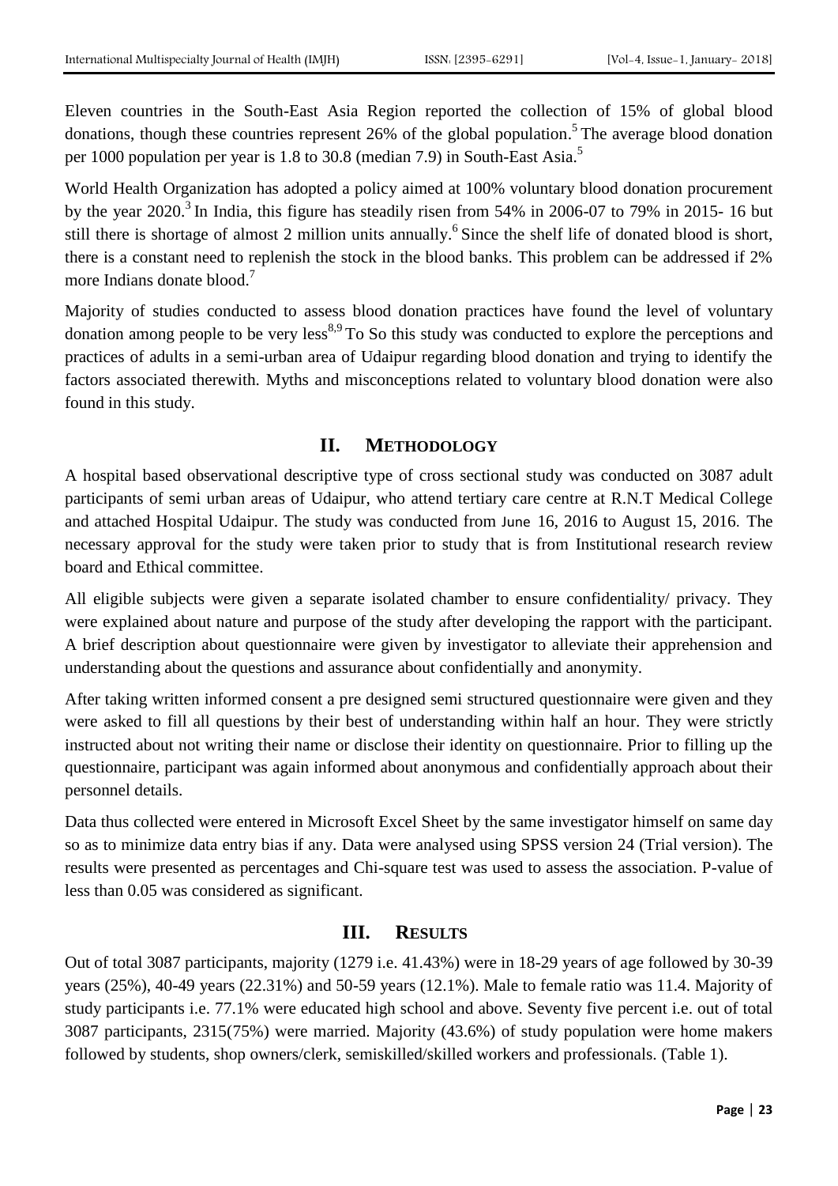Eleven countries in the South-East Asia Region reported the collection of 15% of global blood donations, though these countries represent 26% of the global population.[5] The average blood donation per 1000 population per year is 1.8 to 30.8 (median 7.9) in South-East Asia.[5]

World Health Organization has adopted a policy aimed at 100% voluntary blood donation procurement by the year 2020.[3] In India, this figure has steadily risen from 54% in 2006-07 to 79% in 2015- 16 but still there is shortage of almost 2 million units annually.[6] Since the shelf life of donated blood is short, there is a constant need to replenish the stock in the blood banks. This problem can be addressed if 2% more Indians donate blood.[7]

Majority of studies conducted to assess blood donation practices have found the level of voluntary donation among people to be very less[8,9] To So this study was conducted to explore the perceptions and practices of adults in a semi-urban area of Udaipur regarding blood donation and trying to identify the factors associated therewith. Myths and misconceptions related to voluntary blood donation were also found in this study.

## II. METHODOLOGY

A hospital based observational descriptive type of cross sectional study was conducted on 3087 adult participants of semi urban areas of Udaipur, who attend tertiary care centre at R.N.T Medical College and attached Hospital Udaipur. The study was conducted from June 16, 2016 to August 15, 2016. The necessary approval for the study were taken prior to study that is from Institutional research review board and Ethical committee.

All eligible subjects were given a separate isolated chamber to ensure confidentiality/ privacy. They were explained about nature and purpose of the study after developing the rapport with the participant. A brief description about questionnaire were given by investigator to alleviate their apprehension and understanding about the questions and assurance about confidentially and anonymity.

After taking written informed consent a pre designed semi structured questionnaire were given and they were asked to fill all questions by their best of understanding within half an hour. They were strictly instructed about not writing their name or disclose their identity on questionnaire. Prior to filling up the questionnaire, participant was again informed about anonymous and confidentially approach about their personnel details.

Data thus collected were entered in Microsoft Excel Sheet by the same investigator himself on same day so as to minimize data entry bias if any. Data were analysed using SPSS version 24 (Trial version). The results were presented as percentages and Chi-square test was used to assess the association. P-value of less than 0.05 was considered as significant.

## III. RESULTS

Out of total 3087 participants, majority (1279 i.e. 41.43%) were in 18-29 years of age followed by 30-39 years (25%), 40-49 years (22.31%) and 50-59 years (12.1%). Male to female ratio was 11.4. Majority of study participants i.e. 77.1% were educated high school and above. Seventy five percent i.e. out of total 3087 participants, 2315(75%) were married. Majority (43.6%) of study population were home makers followed by students, shop owners/clerk, semiskilled/skilled workers and professionals. (Table 1).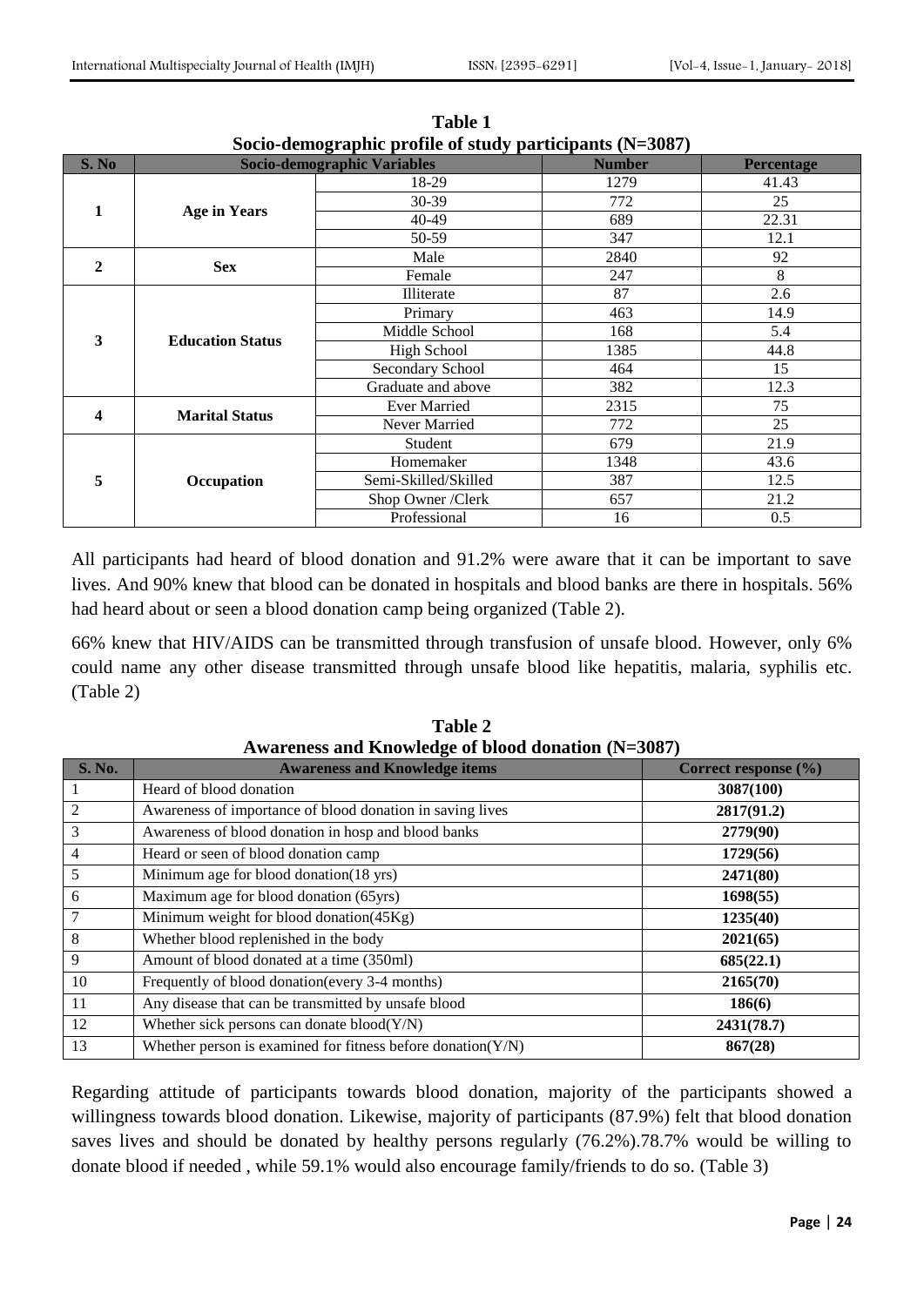**Table 1**
**Socio-demographic profile of study participants (N=3087)**

| S. No | Socio-demographic Variables | | Number | Percentage |
|---|---|---|---|---|
| 1 | Age in Years | 18-29 | 1279 | 41.43 |
| | | 30-39 | 772 | 25 |
| | | 40-49 | 689 | 22.31 |
| | | 50-59 | 347 | 12.1 |
| 2 | Sex | Male | 2840 | 92 |
| | | Female | 247 | 8 |
| 3 | Education Status | Illiterate | 87 | 2.6 |
| | | Primary | 463 | 14.9 |
| | | Middle School | 168 | 5.4 |
| | | High School | 1385 | 44.8 |
| | | Secondary School | 464 | 15 |
| | | Graduate and above | 382 | 12.3 |
| 4 | Marital Status | Ever Married | 2315 | 75 |
| | | Never Married | 772 | 25 |
| 5 | Occupation | Student | 679 | 21.9 |
| | | Homemaker | 1348 | 43.6 |
| | | Semi-Skilled/Skilled | 387 | 12.5 |
| | | Shop Owner /Clerk | 657 | 21.2 |
| | | Professional | 16 | 0.5 |

All participants had heard of blood donation and 91.2% were aware that it can be important to save lives. And 90% knew that blood can be donated in hospitals and blood banks are there in hospitals. 56% had heard about or seen a blood donation camp being organized (Table 2).

66% knew that HIV/AIDS can be transmitted through transfusion of unsafe blood. However, only 6% could name any other disease transmitted through unsafe blood like hepatitis, malaria, syphilis etc. (Table 2)

**Table 2**
**Awareness and Knowledge of blood donation (N=3087)**

| S. No. | Awareness and Knowledge items | Correct response (%) |
|---|---|---|
| 1 | Heard of blood donation | **3087(100)** |
| 2 | Awareness of importance of blood donation in saving lives | **2817(91.2)** |
| 3 | Awareness of blood donation in hosp and blood banks | **2779(90)** |
| 4 | Heard or seen of blood donation camp | **1729(56)** |
| 5 | Minimum age for blood donation(18 yrs) | **2471(80)** |
| 6 | Maximum age for blood donation (65yrs) | **1698(55)** |
| 7 | Minimum weight for blood donation(45Kg) | **1235(40)** |
| 8 | Whether blood replenished in the body | **2021(65)** |
| 9 | Amount of blood donated at a time (350ml) | **685(22.1)** |
| 10 | Frequently of blood donation(every 3-4 months) | **2165(70)** |
| 11 | Any disease that can be transmitted by unsafe blood | **186(6)** |
| 12 | Whether sick persons can donate blood(Y/N) | **2431(78.7)** |
| 13 | Whether person is examined for fitness before donation(Y/N) | **867(28)** |

Regarding attitude of participants towards blood donation, majority of the participants showed a willingness towards blood donation. Likewise, majority of participants (87.9%) felt that blood donation saves lives and should be donated by healthy persons regularly (76.2%).78.7% would be willing to donate blood if needed , while 59.1% would also encourage family/friends to do so. (Table 3)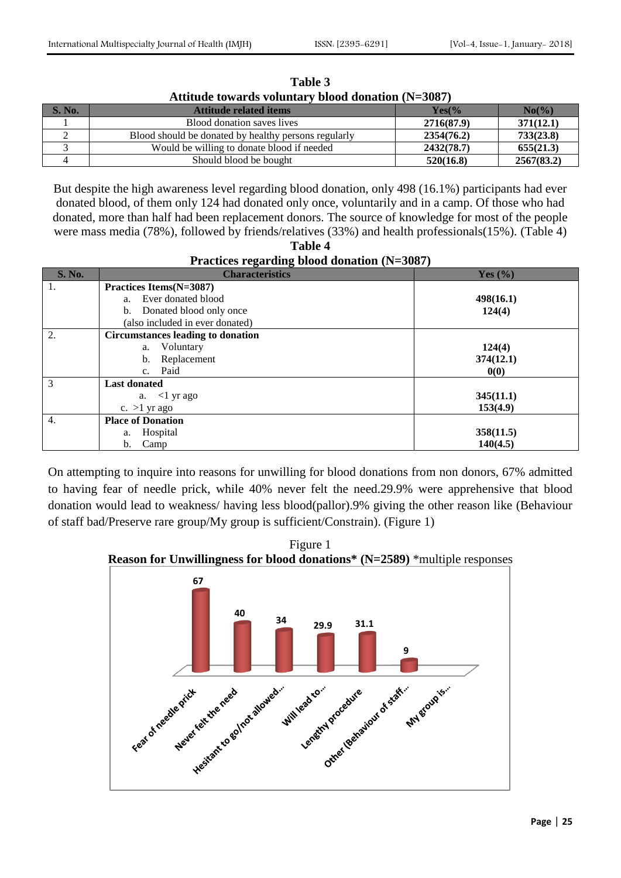**Table 3**

**Attitude towards voluntary blood donation (N=3087)**

| S. No. | Attitude related items | Yes(% | No(%) |
|---|---|---|---|
| 1 | Blood donation saves lives | **2716(87.9)** | **371(12.1)** |
| 2 | Blood should be donated by healthy persons regularly | **2354(76.2)** | **733(23.8)** |
| 3 | Would be willing to donate blood if needed | **2432(78.7)** | **655(21.3)** |
| 4 | Should blood be bought | **520(16.8)** | **2567(83.2)** |

But despite the high awareness level regarding blood donation, only 498 (16.1%) participants had ever donated blood, of them only 124 had donated only once, voluntarily and in a camp. Of those who had donated, more than half had been replacement donors. The source of knowledge for most of the people were mass media (78%), followed by friends/relatives (33%) and health professionals(15%). (Table 4)

**Table 4**

**Practices regarding blood donation (N=3087)**

| S. No. | Characteristics | Yes (%) |
|---|---|---|
| 1. | **Practices Items(N=3087)** | |
| | a. Ever donated blood | **498(16.1)** |
| | b. Donated blood only once (also included in ever donated) | **124(4)** |
| 2. | **Circumstances leading to donation** | |
| | a. Voluntary | **124(4)** |
| | b. Replacement | **374(12.1)** |
| | c. Paid | **0(0)** |
| 3 | **Last donated** | |
| | a. <1 yr ago | **345(11.1)** |
| | c. >1 yr ago | **153(4.9)** |
| 4. | **Place of Donation** | |
| | a. Hospital | **358(11.5)** |
| | b. Camp | **140(4.5)** |

On attempting to inquire into reasons for unwilling for blood donations from non donors, 67% admitted to having fear of needle prick, while 40% never felt the need.29.9% were apprehensive that blood donation would lead to weakness/ having less blood(pallor).9% giving the other reason like (Behaviour of staff bad/Preserve rare group/My group is sufficient/Constrain). (Figure 1)

Figure 1

**Reason for Unwillingness for blood donations\* (N=2589)** \*multiple responses

67
40
34
29.9
31.1
9

Fear of needle prick
Never felt the need
Hesitant to go/not allowed...
Will lead to...
Lengthy procedure
Other (Behaviour of staff...
My group is...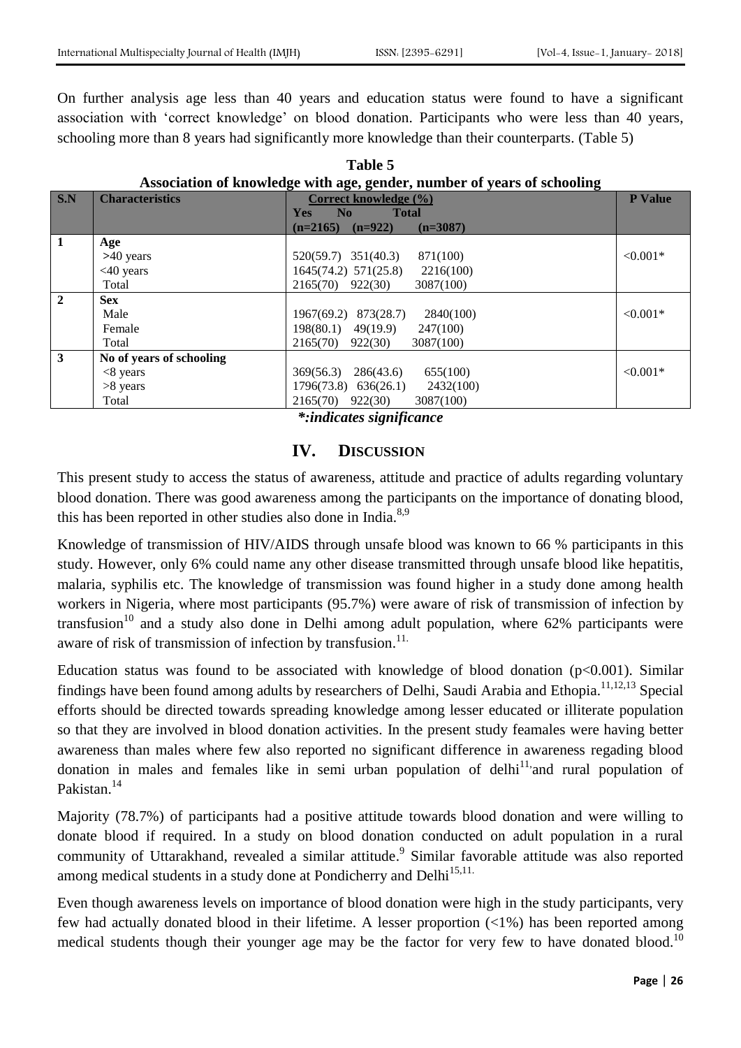On further analysis age less than 40 years and education status were found to have a significant association with 'correct knowledge' on blood donation. Participants who were less than 40 years, schooling more than 8 years had significantly more knowledge than their counterparts. (Table 5)

**Table 5**
**Association of knowledge with age, gender, number of years of schooling**

| S.N | Characteristics | Correct knowledge (%) | | | P Value |
|---|---|---|---|---|---|
| | | Yes (n=2165) | No (n=922) | Total (n=3087) | |
| 1 | **Age** | | | | |
| | >40 years | 520(59.7) | 351(40.3) | 871(100) | <0.001* |
| | <40 years | 1645(74.2) | 571(25.8) | 2216(100) | |
| | Total | 2165(70) | 922(30) | 3087(100) | |
| 2 | **Sex** | | | | |
| | Male | 1967(69.2) | 873(28.7) | 2840(100) | <0.001* |
| | Female | 198(80.1) | 49(19.9) | 247(100) | |
| | Total | 2165(70) | 922(30) | 3087(100) | |
| 3 | **No of years of schooling** | | | | |
| | <8 years | 369(56.3) | 286(43.6) | 655(100) | <0.001* |
| | >8 years | 1796(73.8) | 636(26.1) | 2432(100) | |
| | Total | 2165(70) | 922(30) | 3087(100) | |

***:indicates significance***

## IV. Discussion

This present study to access the status of awareness, attitude and practice of adults regarding voluntary blood donation. There was good awareness among the participants on the importance of donating blood, this has been reported in other studies also done in India.[8,9]

Knowledge of transmission of HIV/AIDS through unsafe blood was known to 66 % participants in this study. However, only 6% could name any other disease transmitted through unsafe blood like hepatitis, malaria, syphilis etc. The knowledge of transmission was found higher in a study done among health workers in Nigeria, where most participants (95.7%) were aware of risk of transmission of infection by transfusion[10] and a study also done in Delhi among adult population, where 62% participants were aware of risk of transmission of infection by transfusion.[11.]

Education status was found to be associated with knowledge of blood donation ($p<0.001$). Similar findings have been found among adults by researchers of Delhi, Saudi Arabia and Ethopia.[11,12,13] Special efforts should be directed towards spreading knowledge among lesser educated or illiterate population so that they are involved in blood donation activities. In the present study feamales were having better awareness than males where few also reported no significant difference in awareness regading blood donation in males and females like in semi urban population of delhi[11,]and rural population of Pakistan.[14]

Majority (78.7%) of participants had a positive attitude towards blood donation and were willing to donate blood if required. In a study on blood donation conducted on adult population in a rural community of Uttarakhand, revealed a similar attitude.[9] Similar favorable attitude was also reported among medical students in a study done at Pondicherry and Delhi[15,11.]

Even though awareness levels on importance of blood donation were high in the study participants, very few had actually donated blood in their lifetime. A lesser proportion (<1%) has been reported among medical students though their younger age may be the factor for very few to have donated blood.[10]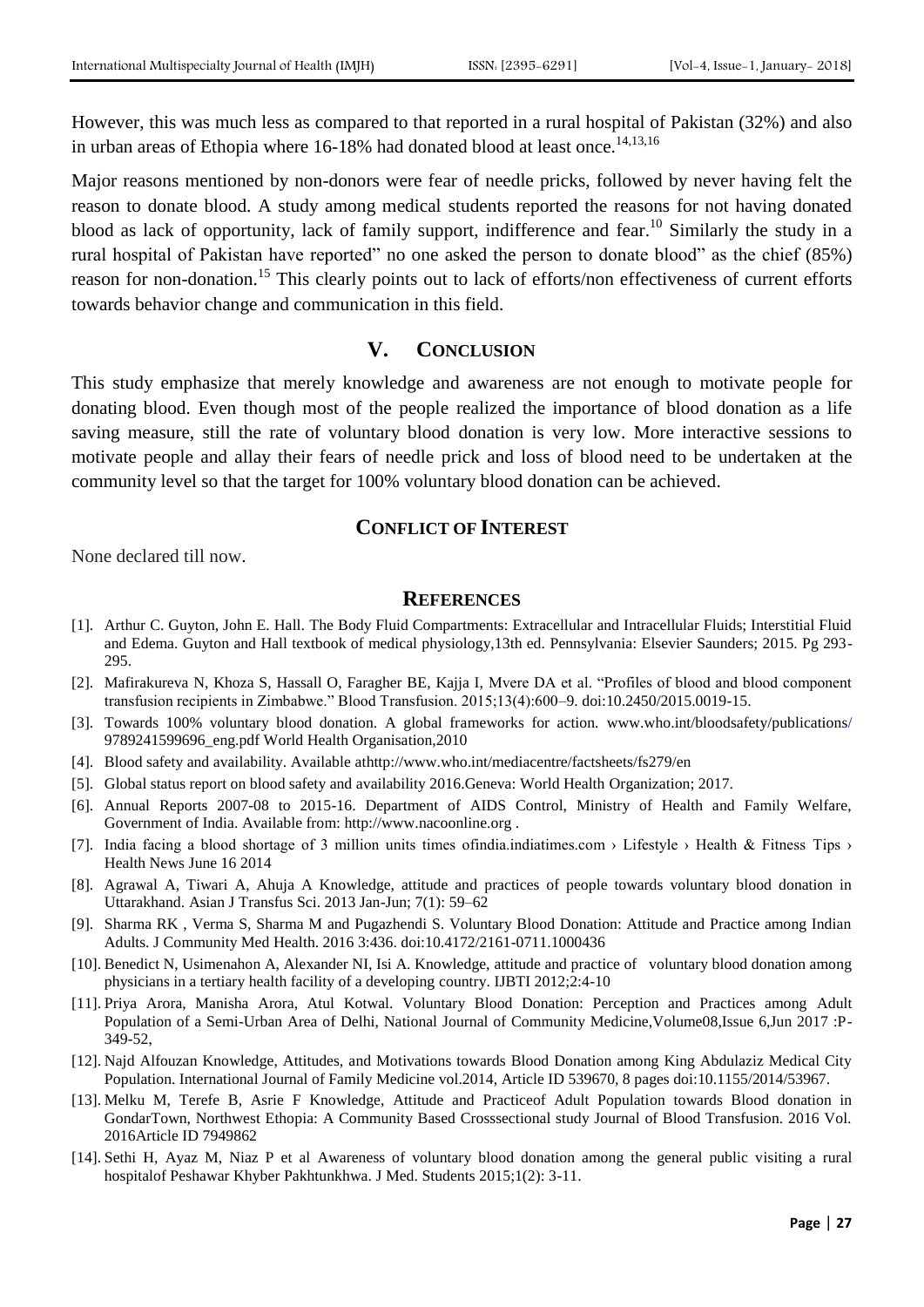However, this was much less as compared to that reported in a rural hospital of Pakistan (32%) and also in urban areas of Ethopia where 16-18% had donated blood at least once.[14,13,16]

Major reasons mentioned by non-donors were fear of needle pricks, followed by never having felt the reason to donate blood. A study among medical students reported the reasons for not having donated blood as lack of opportunity, lack of family support, indifference and fear.[10] Similarly the study in a rural hospital of Pakistan have reported" no one asked the person to donate blood" as the chief (85%) reason for non-donation.[15] This clearly points out to lack of efforts/non effectiveness of current efforts towards behavior change and communication in this field.

## V. CONCLUSION

This study emphasize that merely knowledge and awareness are not enough to motivate people for donating blood. Even though most of the people realized the importance of blood donation as a life saving measure, still the rate of voluntary blood donation is very low. More interactive sessions to motivate people and allay their fears of needle prick and loss of blood need to be undertaken at the community level so that the target for 100% voluntary blood donation can be achieved.

## CONFLICT OF INTEREST

None declared till now.

## REFERENCES

[1]. Arthur C. Guyton, John E. Hall. The Body Fluid Compartments: Extracellular and Intracellular Fluids; Interstitial Fluid and Edema. Guyton and Hall textbook of medical physiology,13th ed. Pennsylvania: Elsevier Saunders; 2015. Pg 293-295.

[2]. Mafirakureva N, Khoza S, Hassall O, Faragher BE, Kajja I, Mvere DA et al. "Profiles of blood and blood component transfusion recipients in Zimbabwe." Blood Transfusion. 2015;13(4):600–9. doi:10.2450/2015.0019-15.

[3]. Towards 100% voluntary blood donation. A global frameworks for action. www.who.int/bloodsafety/publications/ 9789241599696_eng.pdf World Health Organisation,2010

[4]. Blood safety and availability. Available athttp://www.who.int/mediacentre/factsheets/fs279/en

[5]. Global status report on blood safety and availability 2016.Geneva: World Health Organization; 2017.

[6]. Annual Reports 2007-08 to 2015-16. Department of AIDS Control, Ministry of Health and Family Welfare, Government of India. Available from: http://www.nacoonline.org .

[7]. India facing a blood shortage of 3 million units times ofindia.indiatimes.com › Lifestyle › Health & Fitness Tips › Health News June 16 2014

[8]. Agrawal A, Tiwari A, Ahuja A Knowledge, attitude and practices of people towards voluntary blood donation in Uttarakhand. Asian J Transfus Sci. 2013 Jan-Jun; 7(1): 59–62

[9]. Sharma RK , Verma S, Sharma M and Pugazhendi S. Voluntary Blood Donation: Attitude and Practice among Indian Adults. J Community Med Health. 2016 3:436. doi:10.4172/2161-0711.1000436

[10]. Benedict N, Usimenahon A, Alexander NI, Isi A. Knowledge, attitude and practice of voluntary blood donation among physicians in a tertiary health facility of a developing country. IJBTI 2012;2:4-10

[11]. Priya Arora, Manisha Arora, Atul Kotwal. Voluntary Blood Donation: Perception and Practices among Adult Population of a Semi-Urban Area of Delhi, National Journal of Community Medicine,Volume08,Issue 6,Jun 2017 :P-349-52,

[12]. Najd Alfouzan Knowledge, Attitudes, and Motivations towards Blood Donation among King Abdulaziz Medical City Population. International Journal of Family Medicine vol.2014, Article ID 539670, 8 pages doi:10.1155/2014/53967.

[13]. Melku M, Terefe B, Asrie F Knowledge, Attitude and Practiceof Adult Population towards Blood donation in GondarTown, Northwest Ethopia: A Community Based Crosssectional study Journal of Blood Transfusion. 2016 Vol. 2016Article ID 7949862

[14]. Sethi H, Ayaz M, Niaz P et al Awareness of voluntary blood donation among the general public visiting a rural hospitalof Peshawar Khyber Pakhtunkhwa. J Med. Students 2015;1(2): 3-11.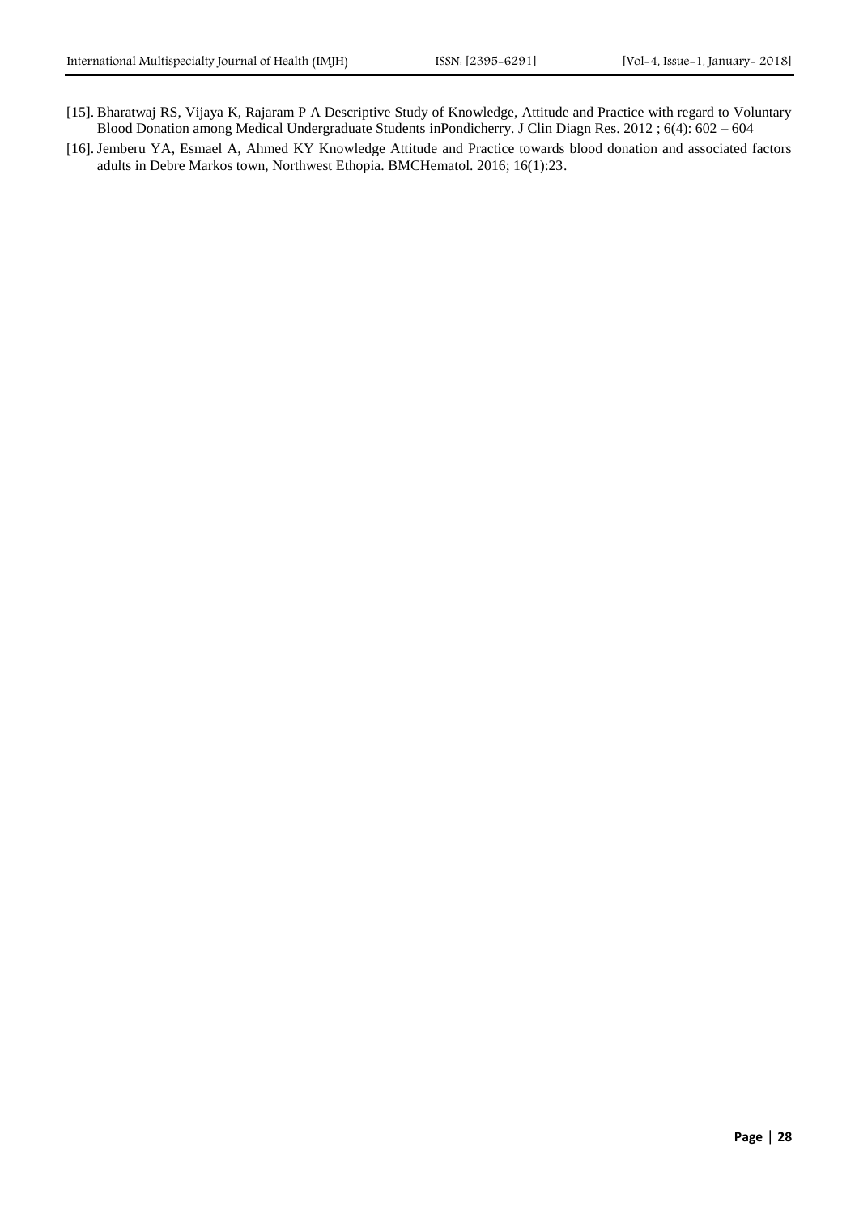[15]. Bharatwaj RS, Vijaya K, Rajaram P A Descriptive Study of Knowledge, Attitude and Practice with regard to Voluntary Blood Donation among Medical Undergraduate Students inPondicherry. J Clin Diagn Res. 2012 ; 6(4): 602 – 604

[16]. Jemberu YA, Esmael A, Ahmed KY Knowledge Attitude and Practice towards blood donation and associated factors adults in Debre Markos town, Northwest Ethopia. BMCHematol. 2016; 16(1):23.